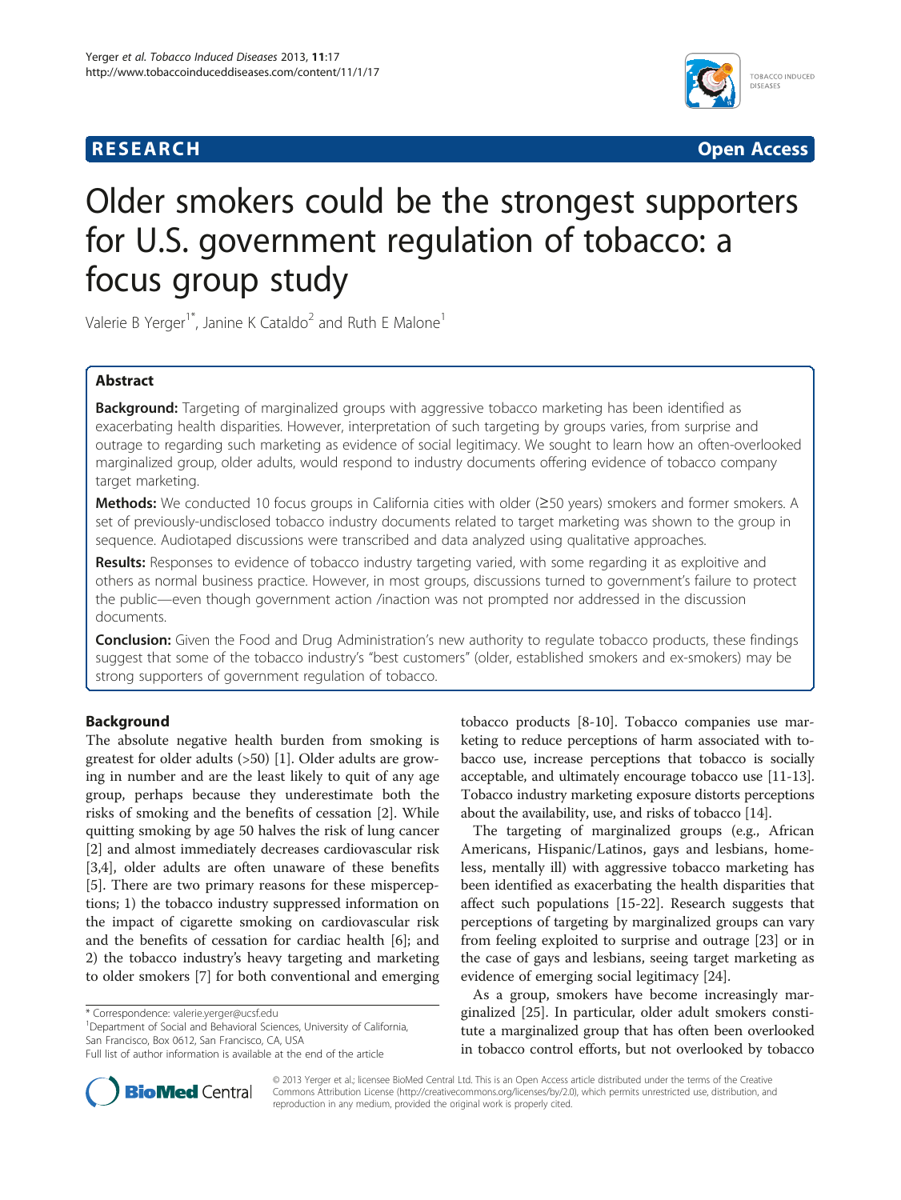**RESEARCH** **Open Access**

# Older smokers could be the strongest supporters for U.S. government regulation of tobacco: a focus group study

Valerie B Yerger[1*], Janine K Cataldo[2] and Ruth E Malone[1]

## Abstract

**Background:** Targeting of marginalized groups with aggressive tobacco marketing has been identified as exacerbating health disparities. However, interpretation of such targeting by groups varies, from surprise and outrage to regarding such marketing as evidence of social legitimacy. We sought to learn how an often-overlooked marginalized group, older adults, would respond to industry documents offering evidence of tobacco company target marketing.

**Methods:** We conducted 10 focus groups in California cities with older (≥50 years) smokers and former smokers. A set of previously-undisclosed tobacco industry documents related to target marketing was shown to the group in sequence. Audiotaped discussions were transcribed and data analyzed using qualitative approaches.

**Results:** Responses to evidence of tobacco industry targeting varied, with some regarding it as exploitive and others as normal business practice. However, in most groups, discussions turned to government's failure to protect the public—even though government action /inaction was not prompted nor addressed in the discussion documents.

**Conclusion:** Given the Food and Drug Administration's new authority to regulate tobacco products, these findings suggest that some of the tobacco industry's "best customers" (older, established smokers and ex-smokers) may be strong supporters of government regulation of tobacco.

## Background

The absolute negative health burden from smoking is greatest for older adults (>50) [1]. Older adults are growing in number and are the least likely to quit of any age group, perhaps because they underestimate both the risks of smoking and the benefits of cessation [2]. While quitting smoking by age 50 halves the risk of lung cancer [2] and almost immediately decreases cardiovascular risk [3,4], older adults are often unaware of these benefits [5]. There are two primary reasons for these misperceptions; 1) the tobacco industry suppressed information on the impact of cigarette smoking on cardiovascular risk and the benefits of cessation for cardiac health [6]; and 2) the tobacco industry's heavy targeting and marketing to older smokers [7] for both conventional and emerging tobacco products [8-10]. Tobacco companies use marketing to reduce perceptions of harm associated with tobacco use, increase perceptions that tobacco is socially acceptable, and ultimately encourage tobacco use [11-13]. Tobacco industry marketing exposure distorts perceptions about the availability, use, and risks of tobacco [14].

The targeting of marginalized groups (e.g., African Americans, Hispanic/Latinos, gays and lesbians, homeless, mentally ill) with aggressive tobacco marketing has been identified as exacerbating the health disparities that affect such populations [15-22]. Research suggests that perceptions of targeting by marginalized groups can vary from feeling exploited to surprise and outrage [23] or in the case of gays and lesbians, seeing target marketing as evidence of emerging social legitimacy [24].

As a group, smokers have become increasingly marginalized [25]. In particular, older adult smokers constitute a marginalized group that has often been overlooked in tobacco control efforts, but not overlooked by tobacco

\* Correspondence: valerie.yerger@ucsf.edu
[1]Department of Social and Behavioral Sciences, University of California, San Francisco, Box 0612, San Francisco, CA, USA
Full list of author information is available at the end of the article

© 2013 Yerger et al.; licensee BioMed Central Ltd. This is an Open Access article distributed under the terms of the Creative Commons Attribution License (http://creativecommons.org/licenses/by/2.0), which permits unrestricted use, distribution, and reproduction in any medium, provided the original work is properly cited.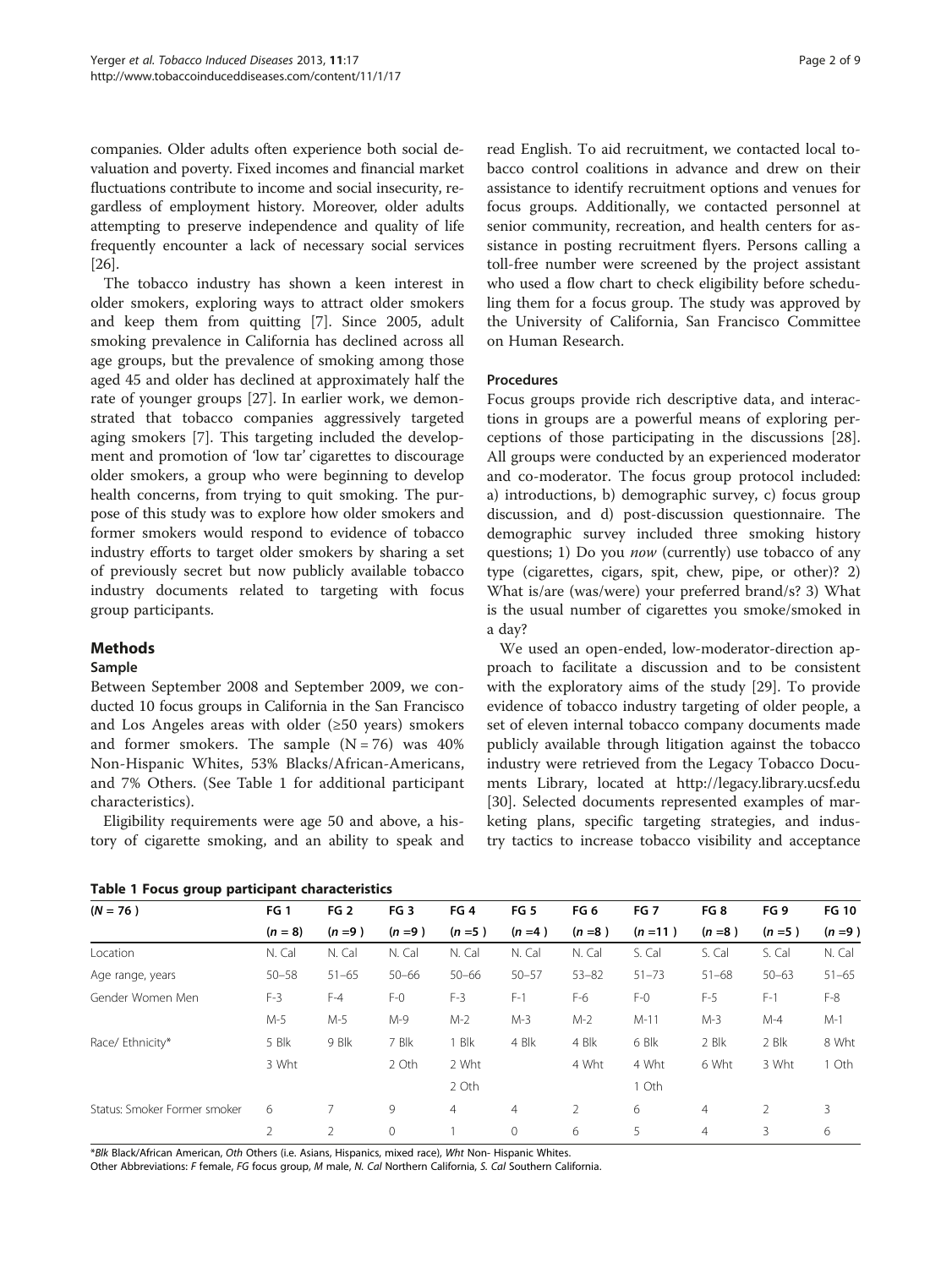companies. Older adults often experience both social devaluation and poverty. Fixed incomes and financial market fluctuations contribute to income and social insecurity, regardless of employment history. Moreover, older adults attempting to preserve independence and quality of life frequently encounter a lack of necessary social services [26].

The tobacco industry has shown a keen interest in older smokers, exploring ways to attract older smokers and keep them from quitting [7]. Since 2005, adult smoking prevalence in California has declined across all age groups, but the prevalence of smoking among those aged 45 and older has declined at approximately half the rate of younger groups [27]. In earlier work, we demonstrated that tobacco companies aggressively targeted aging smokers [7]. This targeting included the development and promotion of 'low tar' cigarettes to discourage older smokers, a group who were beginning to develop health concerns, from trying to quit smoking. The purpose of this study was to explore how older smokers and former smokers would respond to evidence of tobacco industry efforts to target older smokers by sharing a set of previously secret but now publicly available tobacco industry documents related to targeting with focus group participants.

## Methods

### Sample

Between September 2008 and September 2009, we conducted 10 focus groups in California in the San Francisco and Los Angeles areas with older (≥50 years) smokers and former smokers. The sample (N = 76) was 40% Non-Hispanic Whites, 53% Blacks/African-Americans, and 7% Others. (See Table 1 for additional participant characteristics).

Eligibility requirements were age 50 and above, a history of cigarette smoking, and an ability to speak and read English. To aid recruitment, we contacted local tobacco control coalitions in advance and drew on their assistance to identify recruitment options and venues for focus groups. Additionally, we contacted personnel at senior community, recreation, and health centers for assistance in posting recruitment flyers. Persons calling a toll-free number were screened by the project assistant who used a flow chart to check eligibility before scheduling them for a focus group. The study was approved by the University of California, San Francisco Committee on Human Research.

### Procedures

Focus groups provide rich descriptive data, and interactions in groups are a powerful means of exploring perceptions of those participating in the discussions [28]. All groups were conducted by an experienced moderator and co-moderator. The focus group protocol included: a) introductions, b) demographic survey, c) focus group discussion, and d) post-discussion questionnaire. The demographic survey included three smoking history questions; 1) Do you *now* (currently) use tobacco of any type (cigarettes, cigars, spit, chew, pipe, or other)? 2) What is/are (was/were) your preferred brand/s? 3) What is the usual number of cigarettes you smoke/smoked in a day?

We used an open-ended, low-moderator-direction approach to facilitate a discussion and to be consistent with the exploratory aims of the study [29]. To provide evidence of tobacco industry targeting of older people, a set of eleven internal tobacco company documents made publicly available through litigation against the tobacco industry were retrieved from the Legacy Tobacco Documents Library, located at http://legacy.library.ucsf.edu [30]. Selected documents represented examples of marketing plans, specific targeting strategies, and industry tactics to increase tobacco visibility and acceptance

**Table 1 Focus group participant characteristics**

| (N = 76) | FG 1 (n = 8) | FG 2 (n = 9) | FG 3 (n = 9) | FG 4 (n = 5) | FG 5 (n = 4) | FG 6 (n = 8) | FG 7 (n = 11) | FG 8 (n = 8) | FG 9 (n = 5) | FG 10 (n = 9) |
|---|---|---|---|---|---|---|---|---|---|---|
| Location | N. Cal | N. Cal | N. Cal | N. Cal | N. Cal | N. Cal | S. Cal | S. Cal | S. Cal | N. Cal |
| Age range, years | 50–58 | 51–65 | 50–66 | 50–66 | 50–57 | 53–82 | 51–73 | 51–68 | 50–63 | 51–65 |
| Gender Women Men | F-3 | F-4 | F-0 | F-3 | F-1 | F-6 | F-0 | F-5 | F-1 | F-8 |
| | M-5 | M-5 | M-9 | M-2 | M-3 | M-2 | M-11 | M-3 | M-4 | M-1 |
| Race/ Ethnicity* | 5 Blk | 9 Blk | 7 Blk | 1 Blk | 4 Blk | 4 Blk | 6 Blk | 2 Blk | 2 Blk | 8 Wht |
| | 3 Wht | | 2 Oth | 2 Wht | | 4 Wht | 4 Wht | 6 Wht | 3 Wht | 1 Oth |
| | | | | 2 Oth | | | 1 Oth | | | |
| Status: Smoker Former smoker | 6 | 7 | 9 | 4 | 4 | 2 | 6 | 4 | 2 | 3 |
| | 2 | 2 | 0 | 1 | 0 | 6 | 5 | 4 | 3 | 6 |

*Blk Black/African American, Oth Others (i.e. Asians, Hispanics, mixed race), Wht Non- Hispanic Whites.
Other Abbreviations: F female, FG focus group, M male, N. Cal Northern California, S. Cal Southern California.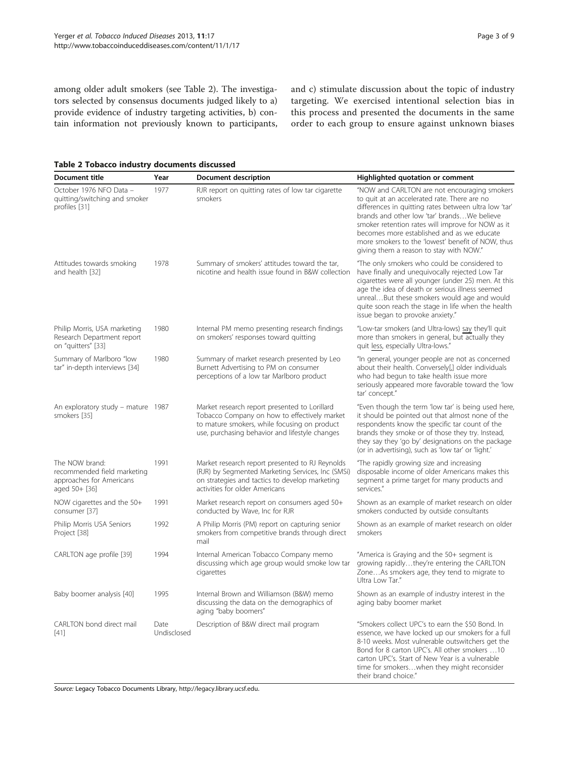among older adult smokers (see Table 2). The investigators selected by consensus documents judged likely to a) provide evidence of industry targeting activities, b) contain information not previously known to participants, and c) stimulate discussion about the topic of industry targeting. We exercised intentional selection bias in this process and presented the documents in the same order to each group to ensure against unknown biases

**Table 2 Tobacco industry documents discussed**

| Document title | Year | Document description | Highlighted quotation or comment |
|---|---|---|---|
| October 1976 NFO Data – quitting/switching and smoker profiles [31] | 1977 | RJR report on quitting rates of low tar cigarette smokers | "NOW and CARLTON are not encouraging smokers to quit at an accelerated rate. There are no differences in quitting rates between ultra low 'tar' brands and other low 'tar' brands…We believe smoker retention rates will improve for NOW as it becomes more established and as we educate more smokers to the 'lowest' benefit of NOW, thus giving them a reason to stay with NOW." |
| Attitudes towards smoking and health [32] | 1978 | Summary of smokers' attitudes toward the tar, nicotine and health issue found in B&W collection | "The only smokers who could be considered to have finally and unequivocally rejected Low Tar cigarettes were all younger (under 25) men. At this age the idea of death or serious illness seemed unreal…But these smokers would age and would quite soon reach the stage in life when the health issue began to provoke anxiety." |
| Philip Morris, USA marketing Research Department report on "quitters" [33] | 1980 | Internal PM memo presenting research findings on smokers' responses toward quitting | "Low-tar smokers (and Ultra-lows) say they'll quit more than smokers in general, but actually they quit less, especially Ultra-lows." |
| Summary of Marlboro "low tar" in-depth interviews [34] | 1980 | Summary of market research presented by Leo Burnett Advertising to PM on consumer perceptions of a low tar Marlboro product | "In general, younger people are not as concerned about their health. Conversely[,] older individuals who had begun to take health issue more seriously appeared more favorable toward the 'low tar' concept." |
| An exploratory study – mature smokers [35] | 1987 | Market research report presented to Lorillard Tobacco Company on how to effectively market to mature smokers, while focusing on product use, purchasing behavior and lifestyle changes | "Even though the term 'low tar' is being used here, it should be pointed out that almost none of the respondents know the specific tar count of the brands they smoke or of those they try. Instead, they say they 'go by' designations on the package (or in advertising), such as 'low tar' or 'light.' |
| The NOW brand: recommended field marketing approaches for Americans aged 50+ [36] | 1991 | Market research report presented to RJ Reynolds (RJR) by Segmented Marketing Services, Inc (SMSi) on strategies and tactics to develop marketing activities for older Americans | "The rapidly growing size and increasing disposable income of older Americans makes this segment a prime target for many products and services." |
| NOW cigarettes and the 50+ consumer [37] | 1991 | Market research report on consumers aged 50+ conducted by Wave, Inc for RJR | Shown as an example of market research on older smokers conducted by outside consultants |
| Philip Morris USA Seniors Project [38] | 1992 | A Philip Morris (PM) report on capturing senior smokers from competitive brands through direct mail | Shown as an example of market research on older smokers |
| CARLTON age profile [39] | 1994 | Internal American Tobacco Company memo discussing which age group would smoke low tar cigarettes | "America is Graying and the 50+ segment is growing rapidly…they're entering the CARLTON Zone…As smokers age, they tend to migrate to Ultra Low Tar." |
| Baby boomer analysis [40] | 1995 | Internal Brown and Williamson (B&W) memo discussing the data on the demographics of aging "baby boomers" | Shown as an example of industry interest in the aging baby boomer market |
| CARLTON bond direct mail [41] | Date Undisclosed | Description of B&W direct mail program | "Smokers collect UPC's to earn the $50 Bond. In essence, we have locked up our smokers for a full 8-10 weeks. Most vulnerable outswitchers get the Bond for 8 carton UPC's. All other smokers …10 carton UPC's. Start of New Year is a vulnerable time for smokers…when they might reconsider their brand choice." |

*Source:* Legacy Tobacco Documents Library, http://legacy.library.ucsf.edu.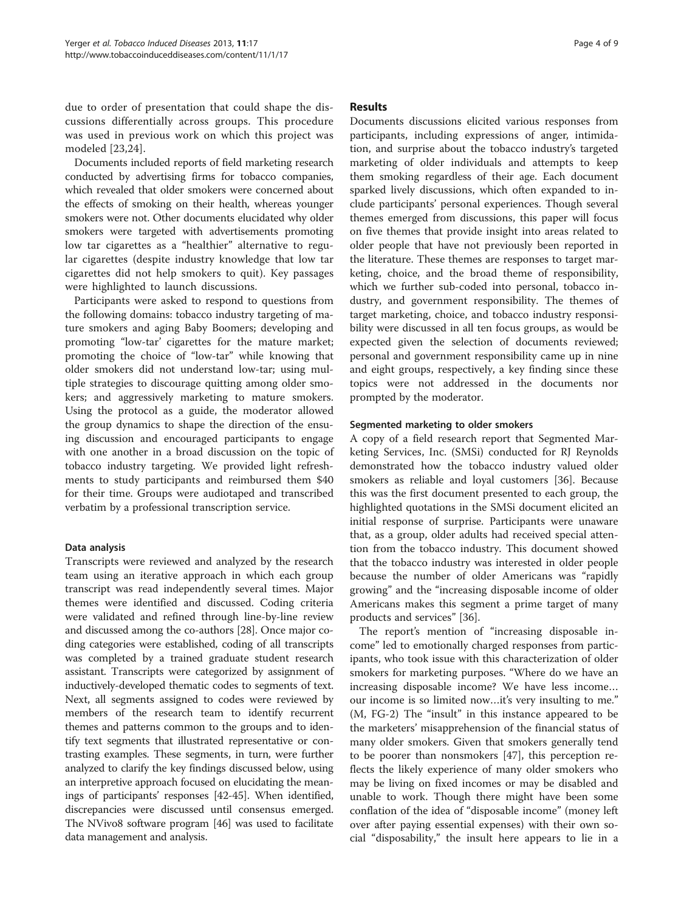due to order of presentation that could shape the discussions differentially across groups. This procedure was used in previous work on which this project was modeled [23,24].

Documents included reports of field marketing research conducted by advertising firms for tobacco companies, which revealed that older smokers were concerned about the effects of smoking on their health, whereas younger smokers were not. Other documents elucidated why older smokers were targeted with advertisements promoting low tar cigarettes as a "healthier" alternative to regular cigarettes (despite industry knowledge that low tar cigarettes did not help smokers to quit). Key passages were highlighted to launch discussions.

Participants were asked to respond to questions from the following domains: tobacco industry targeting of mature smokers and aging Baby Boomers; developing and promoting "low-tar' cigarettes for the mature market; promoting the choice of "low-tar" while knowing that older smokers did not understand low-tar; using multiple strategies to discourage quitting among older smokers; and aggressively marketing to mature smokers. Using the protocol as a guide, the moderator allowed the group dynamics to shape the direction of the ensuing discussion and encouraged participants to engage with one another in a broad discussion on the topic of tobacco industry targeting. We provided light refreshments to study participants and reimbursed them $40 for their time. Groups were audiotaped and transcribed verbatim by a professional transcription service.

### Data analysis

Transcripts were reviewed and analyzed by the research team using an iterative approach in which each group transcript was read independently several times. Major themes were identified and discussed. Coding criteria were validated and refined through line-by-line review and discussed among the co-authors [28]. Once major coding categories were established, coding of all transcripts was completed by a trained graduate student research assistant. Transcripts were categorized by assignment of inductively-developed thematic codes to segments of text. Next, all segments assigned to codes were reviewed by members of the research team to identify recurrent themes and patterns common to the groups and to identify text segments that illustrated representative or contrasting examples. These segments, in turn, were further analyzed to clarify the key findings discussed below, using an interpretive approach focused on elucidating the meanings of participants' responses [42-45]. When identified, discrepancies were discussed until consensus emerged. The NVivo8 software program [46] was used to facilitate data management and analysis.

## Results

Documents discussions elicited various responses from participants, including expressions of anger, intimidation, and surprise about the tobacco industry's targeted marketing of older individuals and attempts to keep them smoking regardless of their age. Each document sparked lively discussions, which often expanded to include participants' personal experiences. Though several themes emerged from discussions, this paper will focus on five themes that provide insight into areas related to older people that have not previously been reported in the literature. These themes are responses to target marketing, choice, and the broad theme of responsibility, which we further sub-coded into personal, tobacco industry, and government responsibility. The themes of target marketing, choice, and tobacco industry responsibility were discussed in all ten focus groups, as would be expected given the selection of documents reviewed; personal and government responsibility came up in nine and eight groups, respectively, a key finding since these topics were not addressed in the documents nor prompted by the moderator.

### Segmented marketing to older smokers

A copy of a field research report that Segmented Marketing Services, Inc. (SMSi) conducted for RJ Reynolds demonstrated how the tobacco industry valued older smokers as reliable and loyal customers [36]. Because this was the first document presented to each group, the highlighted quotations in the SMSi document elicited an initial response of surprise. Participants were unaware that, as a group, older adults had received special attention from the tobacco industry. This document showed that the tobacco industry was interested in older people because the number of older Americans was "rapidly growing" and the "increasing disposable income of older Americans makes this segment a prime target of many products and services" [36].

The report's mention of "increasing disposable income" led to emotionally charged responses from participants, who took issue with this characterization of older smokers for marketing purposes. "Where do we have an increasing disposable income? We have less income… our income is so limited now…it's very insulting to me." (M, FG-2) The "insult" in this instance appeared to be the marketers' misapprehension of the financial status of many older smokers. Given that smokers generally tend to be poorer than nonsmokers [47], this perception reflects the likely experience of many older smokers who may be living on fixed incomes or may be disabled and unable to work. Though there might have been some conflation of the idea of "disposable income" (money left over after paying essential expenses) with their own social "disposability," the insult here appears to lie in a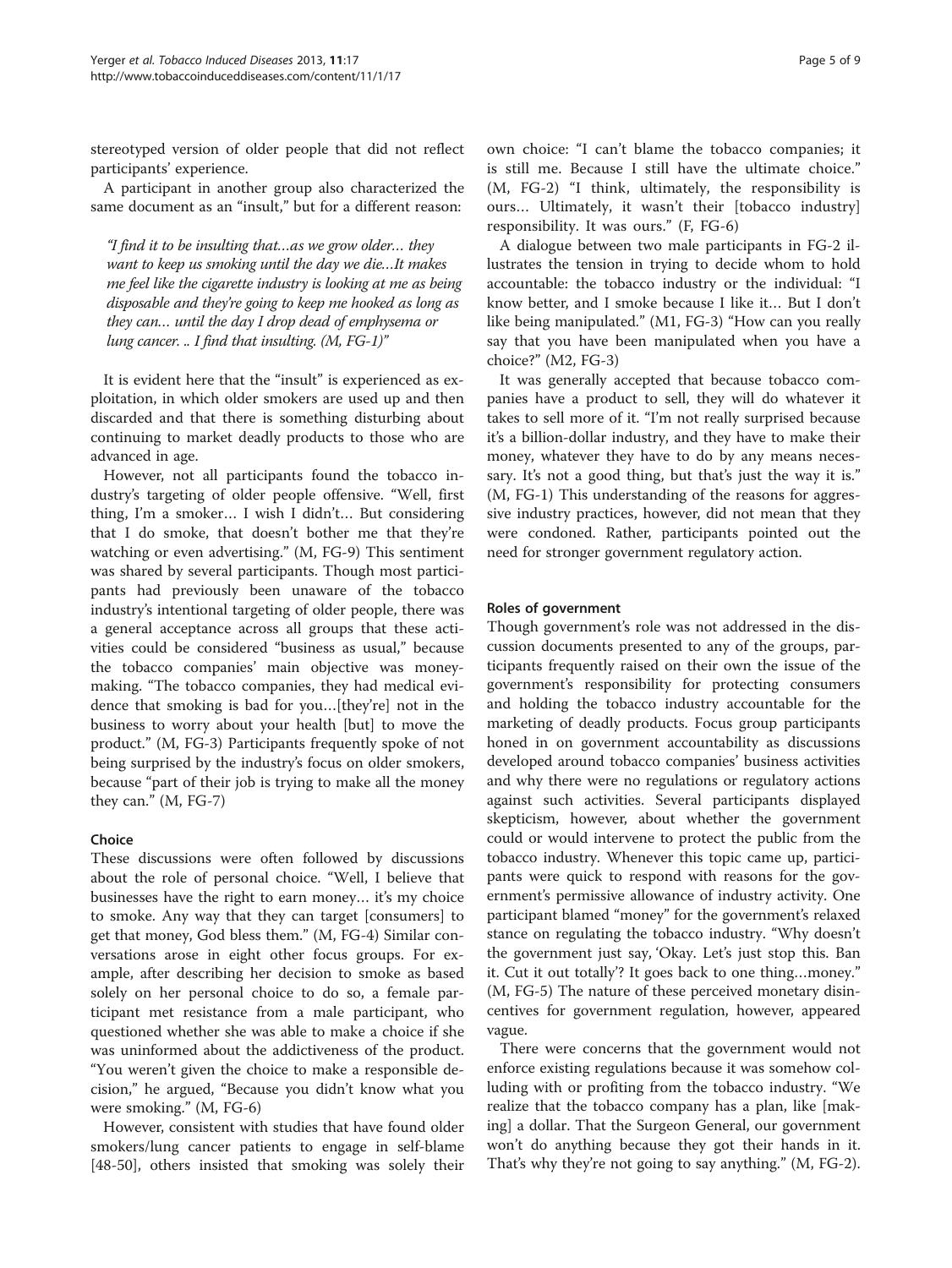stereotyped version of older people that did not reflect participants' experience.

A participant in another group also characterized the same document as an "insult," but for a different reason:

> *"I find it to be insulting that…as we grow older… they want to keep us smoking until the day we die…It makes me feel like the cigarette industry is looking at me as being disposable and they're going to keep me hooked as long as they can… until the day I drop dead of emphysema or lung cancer. .. I find that insulting. (M, FG-1)"*

It is evident here that the "insult" is experienced as exploitation, in which older smokers are used up and then discarded and that there is something disturbing about continuing to market deadly products to those who are advanced in age.

However, not all participants found the tobacco industry's targeting of older people offensive. "Well, first thing, I'm a smoker… I wish I didn't… But considering that I do smoke, that doesn't bother me that they're watching or even advertising." (M, FG-9) This sentiment was shared by several participants. Though most participants had previously been unaware of the tobacco industry's intentional targeting of older people, there was a general acceptance across all groups that these activities could be considered "business as usual," because the tobacco companies' main objective was money-making. "The tobacco companies, they had medical evidence that smoking is bad for you…[they're] not in the business to worry about your health [but] to move the product." (M, FG-3) Participants frequently spoke of not being surprised by the industry's focus on older smokers, because "part of their job is trying to make all the money they can." (M, FG-7)

#### Choice

These discussions were often followed by discussions about the role of personal choice. "Well, I believe that businesses have the right to earn money… it's my choice to smoke. Any way that they can target [consumers] to get that money, God bless them." (M, FG-4) Similar conversations arose in eight other focus groups. For example, after describing her decision to smoke as based solely on her personal choice to do so, a female participant met resistance from a male participant, who questioned whether she was able to make a choice if she was uninformed about the addictiveness of the product. "You weren't given the choice to make a responsible decision," he argued, "Because you didn't know what you were smoking." (M, FG-6)

However, consistent with studies that have found older smokers/lung cancer patients to engage in self-blame [48-50], others insisted that smoking was solely their own choice: "I can't blame the tobacco companies; it is still me. Because I still have the ultimate choice." (M, FG-2) "I think, ultimately, the responsibility is ours… Ultimately, it wasn't their [tobacco industry] responsibility. It was ours." (F, FG-6)

A dialogue between two male participants in FG-2 illustrates the tension in trying to decide whom to hold accountable: the tobacco industry or the individual: "I know better, and I smoke because I like it… But I don't like being manipulated." (M1, FG-3) "How can you really say that you have been manipulated when you have a choice?" (M2, FG-3)

It was generally accepted that because tobacco companies have a product to sell, they will do whatever it takes to sell more of it. "I'm not really surprised because it's a billion-dollar industry, and they have to make their money, whatever they have to do by any means necessary. It's not a good thing, but that's just the way it is." (M, FG-1) This understanding of the reasons for aggressive industry practices, however, did not mean that they were condoned. Rather, participants pointed out the need for stronger government regulatory action.

#### Roles of government

Though government's role was not addressed in the discussion documents presented to any of the groups, participants frequently raised on their own the issue of the government's responsibility for protecting consumers and holding the tobacco industry accountable for the marketing of deadly products. Focus group participants honed in on government accountability as discussions developed around tobacco companies' business activities and why there were no regulations or regulatory actions against such activities. Several participants displayed skepticism, however, about whether the government could or would intervene to protect the public from the tobacco industry. Whenever this topic came up, participants were quick to respond with reasons for the government's permissive allowance of industry activity. One participant blamed "money" for the government's relaxed stance on regulating the tobacco industry. "Why doesn't the government just say, 'Okay. Let's just stop this. Ban it. Cut it out totally'? It goes back to one thing…money." (M, FG-5) The nature of these perceived monetary disincentives for government regulation, however, appeared vague.

There were concerns that the government would not enforce existing regulations because it was somehow colluding with or profiting from the tobacco industry. "We realize that the tobacco company has a plan, like [making] a dollar. That the Surgeon General, our government won't do anything because they got their hands in it. That's why they're not going to say anything." (M, FG-2).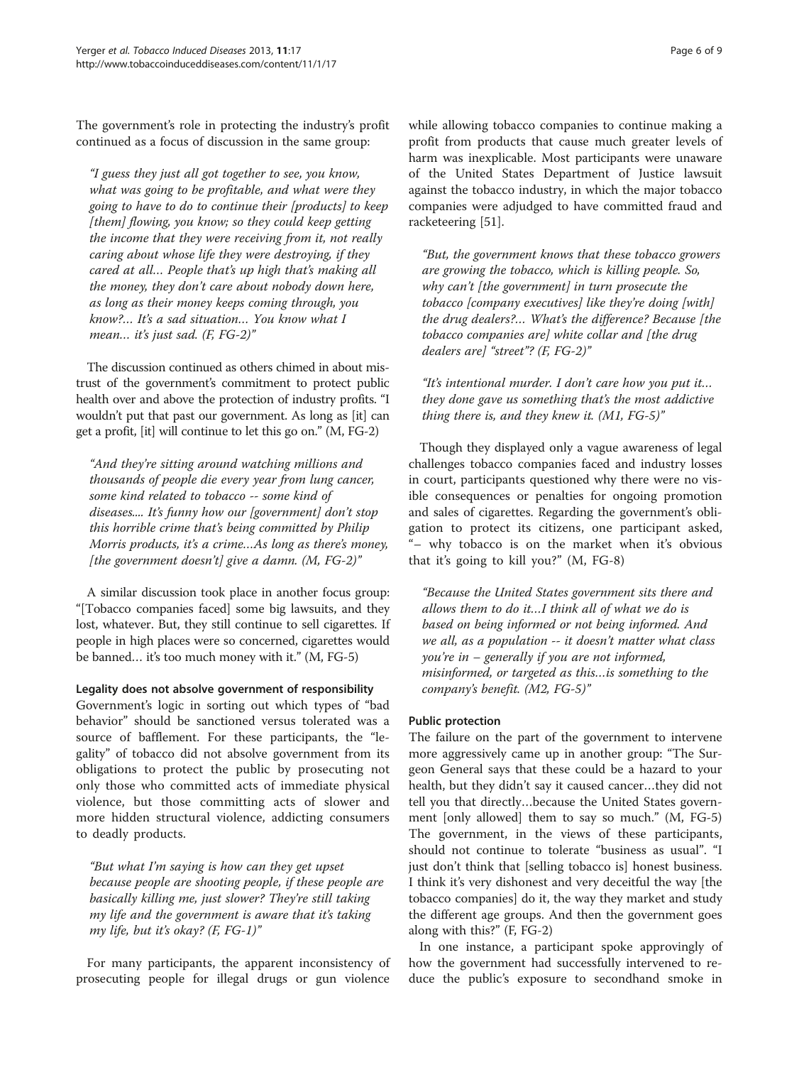The government's role in protecting the industry's profit continued as a focus of discussion in the same group:

> *"I guess they just all got together to see, you know, what was going to be profitable, and what were they going to have to do to continue their [products] to keep [them] flowing, you know; so they could keep getting the income that they were receiving from it, not really caring about whose life they were destroying, if they cared at all… People that's up high that's making all the money, they don't care about nobody down here, as long as their money keeps coming through, you know?… It's a sad situation… You know what I mean… it's just sad. (F, FG-2)"*

The discussion continued as others chimed in about mistrust of the government's commitment to protect public health over and above the protection of industry profits. "I wouldn't put that past our government. As long as [it] can get a profit, [it] will continue to let this go on." (M, FG-2)

> *"And they're sitting around watching millions and thousands of people die every year from lung cancer, some kind related to tobacco -- some kind of diseases.... It's funny how our [government] don't stop this horrible crime that's being committed by Philip Morris products, it's a crime…As long as there's money, [the government doesn't] give a damn. (M, FG-2)"*

A similar discussion took place in another focus group: "[Tobacco companies faced] some big lawsuits, and they lost, whatever. But, they still continue to sell cigarettes. If people in high places were so concerned, cigarettes would be banned… it's too much money with it." (M, FG-5)

#### Legality does not absolve government of responsibility

Government's logic in sorting out which types of "bad behavior" should be sanctioned versus tolerated was a source of bafflement. For these participants, the "legality" of tobacco did not absolve government from its obligations to protect the public by prosecuting not only those who committed acts of immediate physical violence, but those committing acts of slower and more hidden structural violence, addicting consumers to deadly products.

> *"But what I'm saying is how can they get upset because people are shooting people, if these people are basically killing me, just slower? They're still taking my life and the government is aware that it's taking my life, but it's okay? (F, FG-1)"*

For many participants, the apparent inconsistency of prosecuting people for illegal drugs or gun violence while allowing tobacco companies to continue making a profit from products that cause much greater levels of harm was inexplicable. Most participants were unaware of the United States Department of Justice lawsuit against the tobacco industry, in which the major tobacco companies were adjudged to have committed fraud and racketeering [51].

> *"But, the government knows that these tobacco growers are growing the tobacco, which is killing people. So, why can't [the government] in turn prosecute the tobacco [company executives] like they're doing [with] the drug dealers?… What's the difference? Because [the tobacco companies are] white collar and [the drug dealers are] "street"? (F, FG-2)"*

> *"It's intentional murder. I don't care how you put it… they done gave us something that's the most addictive thing there is, and they knew it. (M1, FG-5)"*

Though they displayed only a vague awareness of legal challenges tobacco companies faced and industry losses in court, participants questioned why there were no visible consequences or penalties for ongoing promotion and sales of cigarettes. Regarding the government's obligation to protect its citizens, one participant asked, "– why tobacco is on the market when it's obvious that it's going to kill you?" (M, FG-8)

> *"Because the United States government sits there and allows them to do it…I think all of what we do is based on being informed or not being informed. And we all, as a population -- it doesn't matter what class you're in – generally if you are not informed, misinformed, or targeted as this…is something to the company's benefit. (M2, FG-5)"*

#### Public protection

The failure on the part of the government to intervene more aggressively came up in another group: "The Surgeon General says that these could be a hazard to your health, but they didn't say it caused cancer…they did not tell you that directly…because the United States government [only allowed] them to say so much." (M, FG-5) The government, in the views of these participants, should not continue to tolerate "business as usual". "I just don't think that [selling tobacco is] honest business. I think it's very dishonest and very deceitful the way [the tobacco companies] do it, the way they market and study the different age groups. And then the government goes along with this?" (F, FG-2)

In one instance, a participant spoke approvingly of how the government had successfully intervened to reduce the public's exposure to secondhand smoke in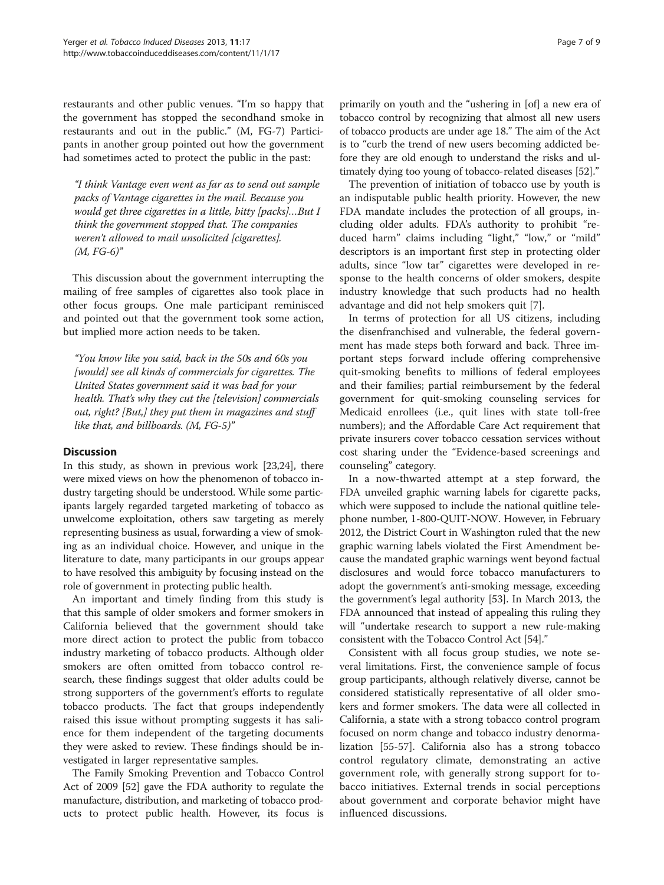restaurants and other public venues. "I'm so happy that the government has stopped the secondhand smoke in restaurants and out in the public." (M, FG-7) Participants in another group pointed out how the government had sometimes acted to protect the public in the past:

> *"I think Vantage even went as far as to send out sample packs of Vantage cigarettes in the mail. Because you would get three cigarettes in a little, bitty [packs]...But I think the government stopped that. The companies weren't allowed to mail unsolicited [cigarettes]. (M, FG-6)"*

This discussion about the government interrupting the mailing of free samples of cigarettes also took place in other focus groups. One male participant reminisced and pointed out that the government took some action, but implied more action needs to be taken.

> *"You know like you said, back in the 50s and 60s you [would] see all kinds of commercials for cigarettes. The United States government said it was bad for your health. That's why they cut the [television] commercials out, right? [But,] they put them in magazines and stuff like that, and billboards. (M, FG-5)"*

## Discussion

In this study, as shown in previous work [23,24], there were mixed views on how the phenomenon of tobacco industry targeting should be understood. While some participants largely regarded targeted marketing of tobacco as unwelcome exploitation, others saw targeting as merely representing business as usual, forwarding a view of smoking as an individual choice. However, and unique in the literature to date, many participants in our groups appear to have resolved this ambiguity by focusing instead on the role of government in protecting public health.

An important and timely finding from this study is that this sample of older smokers and former smokers in California believed that the government should take more direct action to protect the public from tobacco industry marketing of tobacco products. Although older smokers are often omitted from tobacco control research, these findings suggest that older adults could be strong supporters of the government's efforts to regulate tobacco products. The fact that groups independently raised this issue without prompting suggests it has salience for them independent of the targeting documents they were asked to review. These findings should be investigated in larger representative samples.

The Family Smoking Prevention and Tobacco Control Act of 2009 [52] gave the FDA authority to regulate the manufacture, distribution, and marketing of tobacco products to protect public health. However, its focus is primarily on youth and the "ushering in [of] a new era of tobacco control by recognizing that almost all new users of tobacco products are under age 18." The aim of the Act is to "curb the trend of new users becoming addicted before they are old enough to understand the risks and ultimately dying too young of tobacco-related diseases [52]."

The prevention of initiation of tobacco use by youth is an indisputable public health priority. However, the new FDA mandate includes the protection of all groups, including older adults. FDA's authority to prohibit "reduced harm" claims including "light," "low," or "mild" descriptors is an important first step in protecting older adults, since "low tar" cigarettes were developed in response to the health concerns of older smokers, despite industry knowledge that such products had no health advantage and did not help smokers quit [7].

In terms of protection for all US citizens, including the disenfranchised and vulnerable, the federal government has made steps both forward and back. Three important steps forward include offering comprehensive quit-smoking benefits to millions of federal employees and their families; partial reimbursement by the federal government for quit-smoking counseling services for Medicaid enrollees (i.e., quit lines with state toll-free numbers); and the Affordable Care Act requirement that private insurers cover tobacco cessation services without cost sharing under the "Evidence-based screenings and counseling" category.

In a now-thwarted attempt at a step forward, the FDA unveiled graphic warning labels for cigarette packs, which were supposed to include the national quitline telephone number, 1-800-QUIT-NOW. However, in February 2012, the District Court in Washington ruled that the new graphic warning labels violated the First Amendment because the mandated graphic warnings went beyond factual disclosures and would force tobacco manufacturers to adopt the government's anti-smoking message, exceeding the government's legal authority [53]. In March 2013, the FDA announced that instead of appealing this ruling they will "undertake research to support a new rule-making consistent with the Tobacco Control Act [54]."

Consistent with all focus group studies, we note several limitations. First, the convenience sample of focus group participants, although relatively diverse, cannot be considered statistically representative of all older smokers and former smokers. The data were all collected in California, a state with a strong tobacco control program focused on norm change and tobacco industry denormalization [55-57]. California also has a strong tobacco control regulatory climate, demonstrating an active government role, with generally strong support for tobacco initiatives. External trends in social perceptions about government and corporate behavior might have influenced discussions.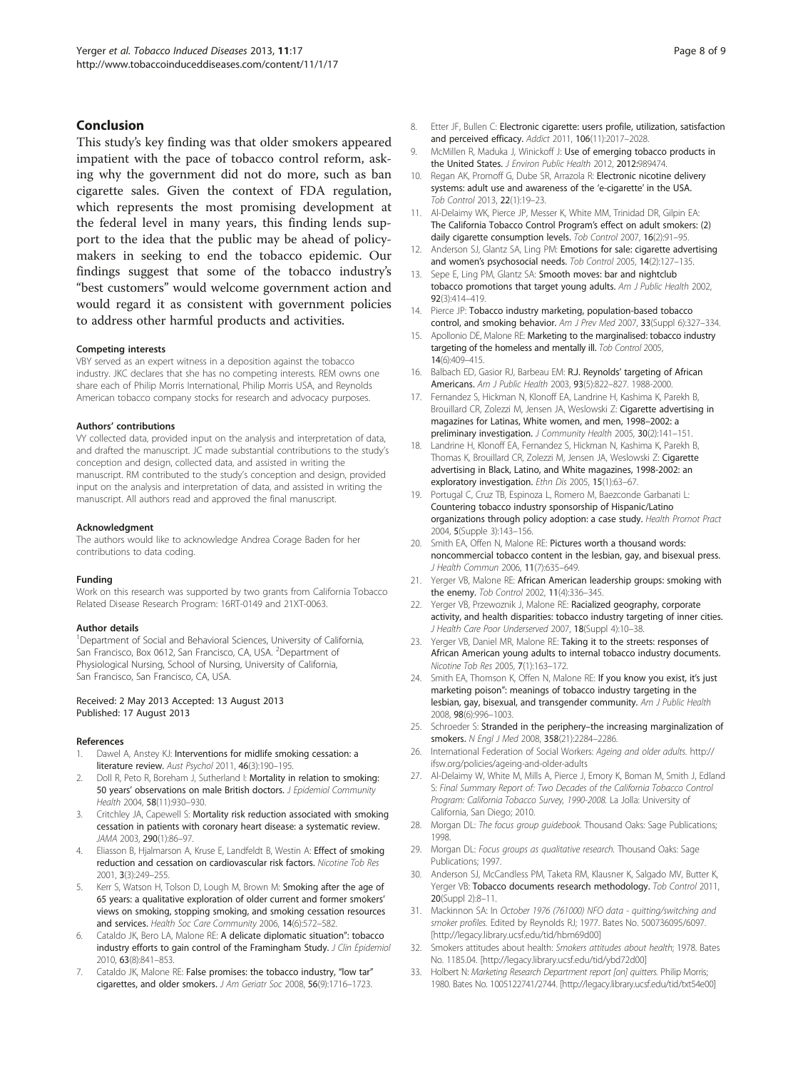## Conclusion

This study's key finding was that older smokers appeared impatient with the pace of tobacco control reform, asking why the government did not do more, such as ban cigarette sales. Given the context of FDA regulation, which represents the most promising development at the federal level in many years, this finding lends support to the idea that the public may be ahead of policymakers in seeking to end the tobacco epidemic. Our findings suggest that some of the tobacco industry's "best customers" would welcome government action and would regard it as consistent with government policies to address other harmful products and activities.

#### Competing interests

VBY served as an expert witness in a deposition against the tobacco industry. JKC declares that she has no competing interests. REM owns one share each of Philip Morris International, Philip Morris USA, and Reynolds American tobacco company stocks for research and advocacy purposes.

#### Authors' contributions

VY collected data, provided input on the analysis and interpretation of data, and drafted the manuscript. JC made substantial contributions to the study's conception and design, collected data, and assisted in writing the manuscript. RM contributed to the study's conception and design, provided input on the analysis and interpretation of data, and assisted in writing the manuscript. All authors read and approved the final manuscript.

#### Acknowledgment

The authors would like to acknowledge Andrea Corage Baden for her contributions to data coding.

#### Funding

Work on this research was supported by two grants from California Tobacco Related Disease Research Program: 16RT-0149 and 21XT-0063.

#### Author details

[1]Department of Social and Behavioral Sciences, University of California, San Francisco, Box 0612, San Francisco, CA, USA. [2]Department of Physiological Nursing, School of Nursing, University of California, San Francisco, San Francisco, CA, USA.

Received: 2 May 2013 Accepted: 13 August 2013
Published: 17 August 2013

#### References

1. Dawel A, Anstey KJ: **Interventions for midlife smoking cessation: a literature review.** *Aust Psychol* 2011, **46**(3):190–195.
2. Doll R, Peto R, Boreham J, Sutherland I: **Mortality in relation to smoking: 50 years' observations on male British doctors.** *J Epidemiol Community Health* 2004, **58**(11):930–930.
3. Critchley JA, Capewell S: **Mortality risk reduction associated with smoking cessation in patients with coronary heart disease: a systematic review.** *JAMA* 2003, **290**(1):86–97.
4. Eliasson B, Hjalmarson A, Kruse E, Landfeldt B, Westin A: **Effect of smoking reduction and cessation on cardiovascular risk factors.** *Nicotine Tob Res* 2001, **3**(3):249–255.
5. Kerr S, Watson H, Tolson D, Lough M, Brown M: **Smoking after the age of 65 years: a qualitative exploration of older current and former smokers' views on smoking, stopping smoking, and smoking cessation resources and services.** *Health Soc Care Community* 2006, **14**(6):572–582.
6. Cataldo JK, Bero LA, Malone RE: **A delicate diplomatic situation": tobacco industry efforts to gain control of the Framingham Study.** *J Clin Epidemiol* 2010, **63**(8):841–853.
7. Cataldo JK, Malone RE: **False promises: the tobacco industry, "low tar" cigarettes, and older smokers.** *J Am Geriatr Soc* 2008, **56**(9):1716–1723.
8. Etter JF, Bullen C: **Electronic cigarette: users profile, utilization, satisfaction and perceived efficacy.** *Addict* 2011, **106**(11):2017–2028.
9. McMillen R, Maduka J, Winickoff J: **Use of emerging tobacco products in the United States.** *J Environ Public Health* 2012, **2012**:989474.
10. Regan AK, Promoff G, Dube SR, Arrazola R: **Electronic nicotine delivery systems: adult use and awareness of the 'e-cigarette' in the USA.** *Tob Control* 2013, **22**(1):19–23.
11. Al-Delaimy WK, Pierce JP, Messer K, White MM, Trinidad DR, Gilpin EA: **The California Tobacco Control Program's effect on adult smokers: (2) daily cigarette consumption levels.** *Tob Control* 2007, **16**(2):91–95.
12. Anderson SJ, Glantz SA, Ling PM: **Emotions for sale: cigarette advertising and women's psychosocial needs.** *Tob Control* 2005, **14**(2):127–135.
13. Sepe E, Ling PM, Glantz SA: **Smooth moves: bar and nightclub tobacco promotions that target young adults.** *Am J Public Health* 2002, **92**(3):414–419.
14. Pierce JP: **Tobacco industry marketing, population-based tobacco control, and smoking behavior.** *Am J Prev Med* 2007, **33**(Suppl 6):327–334.
15. Apollonio DE, Malone RE: **Marketing to the marginalised: tobacco industry targeting of the homeless and mentally ill.** *Tob Control* 2005, **14**(6):409–415.
16. Balbach ED, Gasior RJ, Barbeau EM: **R.J. Reynolds' targeting of African Americans.** *Am J Public Health* 2003, **93**(5):822–827. 1988-2000.
17. Fernandez S, Hickman N, Klonoff EA, Landrine H, Kashima K, Parekh B, Brouillard CR, Zolezzi M, Jensen JA, Weslowski Z: **Cigarette advertising in magazines for Latinas, White women, and men, 1998–2002: a preliminary investigation.** *J Community Health* 2005, **30**(2):141–151.
18. Landrine H, Klonoff EA, Fernandez S, Hickman N, Kashima K, Parekh B, Thomas K, Brouillard CR, Zolezzi M, Jensen JA, Weslowski Z: **Cigarette advertising in Black, Latino, and White magazines, 1998-2002: an exploratory investigation.** *Ethn Dis* 2005, **15**(1):63–67.
19. Portugal C, Cruz TB, Espinoza L, Romero M, Baezconde Garbanati L: **Countering tobacco industry sponsorship of Hispanic/Latino organizations through policy adoption: a case study.** *Health Promot Pract* 2004, **5**(Supple 3):143–156.
20. Smith EA, Offen N, Malone RE: **Pictures worth a thousand words: noncommercial tobacco content in the lesbian, gay, and bisexual press.** *J Health Commun* 2006, **11**(7):635–649.
21. Yerger VB, Malone RE: **African American leadership groups: smoking with the enemy.** *Tob Control* 2002, **11**(4):336–345.
22. Yerger VB, Przewoznik J, Malone RE: **Racialized geography, corporate activity, and health disparities: tobacco industry targeting of inner cities.** *J Health Care Poor Underserved* 2007, **18**(Suppl 4):10–38.
23. Yerger VB, Daniel MR, Malone RE: **Taking it to the streets: responses of African American young adults to internal tobacco industry documents.** *Nicotine Tob Res* 2005, **7**(1):163–172.
24. Smith EA, Thomson K, Offen N, Malone RE: **If you know you exist, it's just marketing poison": meanings of tobacco industry targeting in the lesbian, gay, bisexual, and transgender community.** *Am J Public Health* 2008, **98**(6):996–1003.
25. Schroeder S: **Stranded in the periphery–the increasing marginalization of smokers.** *N Engl J Med* 2008, **358**(21):2284–2286.
26. International Federation of Social Workers: *Ageing and older adults.* http://ifsw.org/policies/ageing-and-older-adults
27. Al-Delaimy W, White M, Mills A, Pierce J, Emory K, Boman M, Smith J, Edland S: *Final Summary Report of: Two Decades of the California Tobacco Control Program: California Tobacco Survey, 1990-2008.* La Jolla: University of California, San Diego; 2010.
28. Morgan DL: *The focus group guidebook.* Thousand Oaks: Sage Publications; 1998.
29. Morgan DL: *Focus groups as qualitative research.* Thousand Oaks: Sage Publications; 1997.
30. Anderson SJ, McCandless PM, Taketa RM, Klausner K, Salgado MV, Butter K, Yerger VB: **Tobacco documents research methodology.** *Tob Control* 2011, **20**(Suppl 2):8–11.
31. Mackinnon SA: In *October 1976 (761000) NFO data - quitting/switching and smoker profiles.* Edited by Reynolds RJ; 1977. Bates No. 500736095/6097. [http://legacy.library.ucsf.edu/tid/hbm69d00]
32. Smokers attitudes about health: *Smokers attitudes about health;* 1978. Bates No. 1185.04. [http://legacy.library.ucsf.edu/tid/ybd72d00]
33. Holbert N: *Marketing Research Department report [on] quitters.* Philip Morris; 1980. Bates No. 1005122741/2744. [http://legacy.library.ucsf.edu/tid/txt54e00]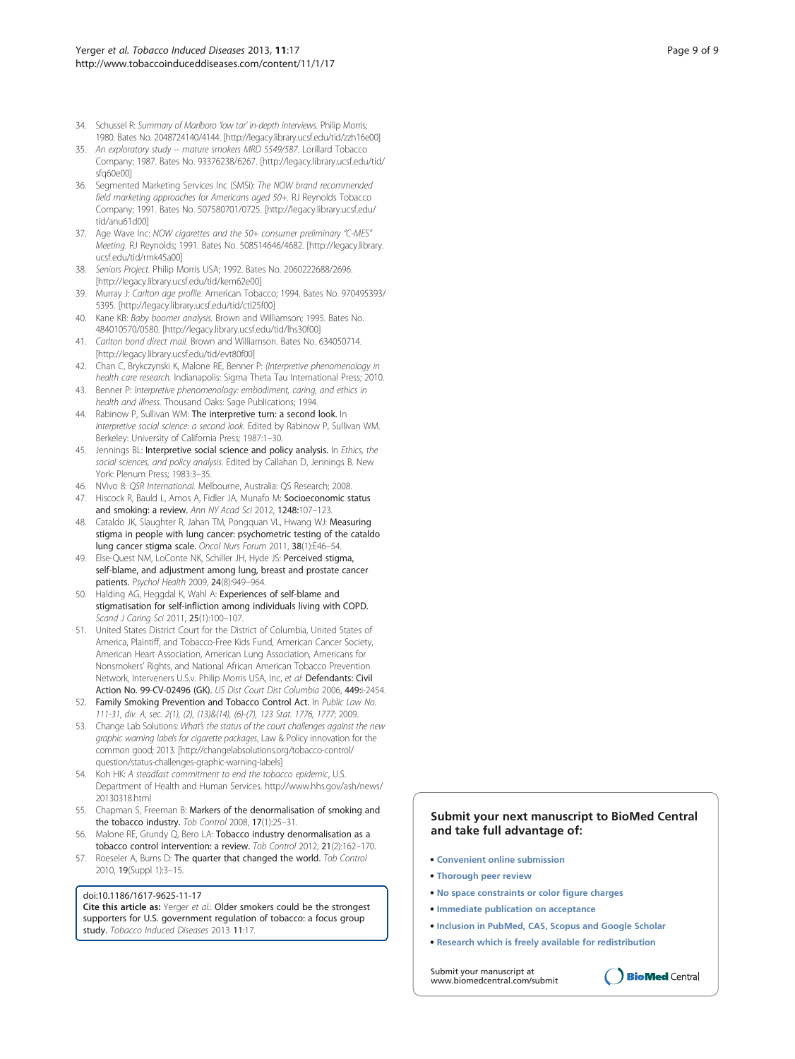34. Schussel R: *Summary of Marlboro 'low tar' in-depth interviews*. Philip Morris; 1980. Bates No. 2048724140/4144. [http://legacy.library.ucsf.edu/tid/zzh16e00]
35. *An exploratory study -- mature smokers MRD 5549/587*. Lorillard Tobacco Company; 1987. Bates No. 93376238/6267. [http://legacy.library.ucsf.edu/tid/sfq60e00]
36. Segmented Marketing Services Inc (SMSi): *The NOW brand recommended field marketing approaches for Americans aged 50+*. RJ Reynolds Tobacco Company; 1991. Bates No. 507580701/0725. [http://legacy.library.ucsf.edu/tid/anu61d00]
37. Age Wave Inc: *NOW cigarettes and the 50+ consumer preliminary "C-MES" Meeting*. RJ Reynolds; 1991. Bates No. 508514646/4682. [http://legacy.library.ucsf.edu/tid/rmk45a00]
38. *Seniors Project*. Philip Morris USA; 1992. Bates No. 2060222688/2696. [http://legacy.library.ucsf.edu/tid/kem62e00]
39. Murray J: *Carlton age profile*. American Tobacco; 1994. Bates No. 970495393/5395. [http://legacy.library.ucsf.edu/tid/ctl25f00]
40. Kane KB: *Baby boomer analysis*. Brown and Williamson; 1995. Bates No. 484010570/0580. [http://legacy.library.ucsf.edu/tid/lhs30f00]
41. *Carlton bond direct mail*. Brown and Williamson. Bates No. 634050714. [http://legacy.library.ucsf.edu/tid/evt80f00]
42. Chan C, Brykczynski K, Malone RE, Benner P: *(Interpretive phenomenology in health care research*. Indianapolis: Sigma Theta Tau International Press; 2010.
43. Benner P: *Interpretive phenomenology: embodiment, caring, and ethics in health and illness*. Thousand Oaks: Sage Publications; 1994.
44. Rabinow P, Sullivan WM: **The interpretive turn: a second look.** In *Interpretive social science: a second look*. Edited by Rabinow P, Sullivan WM. Berkeley: University of California Press; 1987:1–30.
45. Jennings BL: **Interpretive social science and policy analysis.** In *Ethics, the social sciences, and policy analysis*. Edited by Callahan D, Jennings B. New York: Plenum Press; 1983:3–35.
46. NVivo 8: *QSR International*. Melbourne, Australia: QS Research; 2008.
47. Hiscock R, Bauld L, Amos A, Fidler JA, Munafo M: **Socioeconomic status and smoking: a review.** *Ann NY Acad Sci* 2012, **1248**:107–123.
48. Cataldo JK, Slaughter R, Jahan TM, Pongquan VL, Hwang WJ: **Measuring stigma in people with lung cancer: psychometric testing of the cataldo lung cancer stigma scale.** *Oncol Nurs Forum* 2011, **38**(1):E46–54.
49. Else-Quest NM, LoConte NK, Schiller JH, Hyde JS: **Perceived stigma, self-blame, and adjustment among lung, breast and prostate cancer patients.** *Psychol Health* 2009, **24**(8):949–964.
50. Halding AG, Heggdal K, Wahl A: **Experiences of self-blame and stigmatisation for self-infliction among individuals living with COPD.** *Scand J Caring Sci* 2011, **25**(1):100–107.
51. United States District Court for the District of Columbia, United States of America, Plaintiff, and Tobacco-Free Kids Fund, American Cancer Society, American Heart Association, American Lung Association, Americans for Nonsmokers' Rights, and National African American Tobacco Prevention Network, Interveners U.S.v. Philip Morris USA, Inc, *et al*: **Defendants: Civil Action No. 99-CV-02496 (GK).** *US Dist Court Dist Columbia* 2006, **449**:i-2454.
52. **Family Smoking Prevention and Tobacco Control Act.** In *Public Law No. 111-31, div. A, sec. 2(1), (2), (13)&(14), (6)-(7), 123 Stat. 1776, 1777*; 2009.
53. Change Lab Solutions: *What's the status of the court challenges against the new graphic warning labels for cigarette packages*, Law & Policy innovation for the common good; 2013. [http://changelabsolutions.org/tobacco-control/question/status-challenges-graphic-warning-labels]
54. Koh HK: *A steadfast commitment to end the tobacco epidemic*, U.S. Department of Health and Human Services. http://www.hhs.gov/ash/news/20130318.html
55. Chapman S, Freeman B: **Markers of the denormalisation of smoking and the tobacco industry.** *Tob Control* 2008, **17**(1):25–31.
56. Malone RE, Grundy Q, Bero LA: **Tobacco industry denormalisation as a tobacco control intervention: a review.** *Tob Control* 2012, **21**(2):162–170.
57. Roeseler A, Burns D: **The quarter that changed the world.** *Tob Control* 2010, **19**(Suppl 1):3–15.

doi:10.1186/1617-9625-11-17

**Cite this article as:** Yerger *et al.*: Older smokers could be the strongest supporters for U.S. government regulation of tobacco: a focus group study. *Tobacco Induced Diseases* 2013 **11**:17.

**Submit your next manuscript to BioMed Central and take full advantage of:**

- **Convenient online submission**
- **Thorough peer review**
- **No space constraints or color figure charges**
- **Immediate publication on acceptance**
- **Inclusion in PubMed, CAS, Scopus and Google Scholar**
- **Research which is freely available for redistribution**

Submit your manuscript at www.biomedcentral.com/submit

BioMed Central